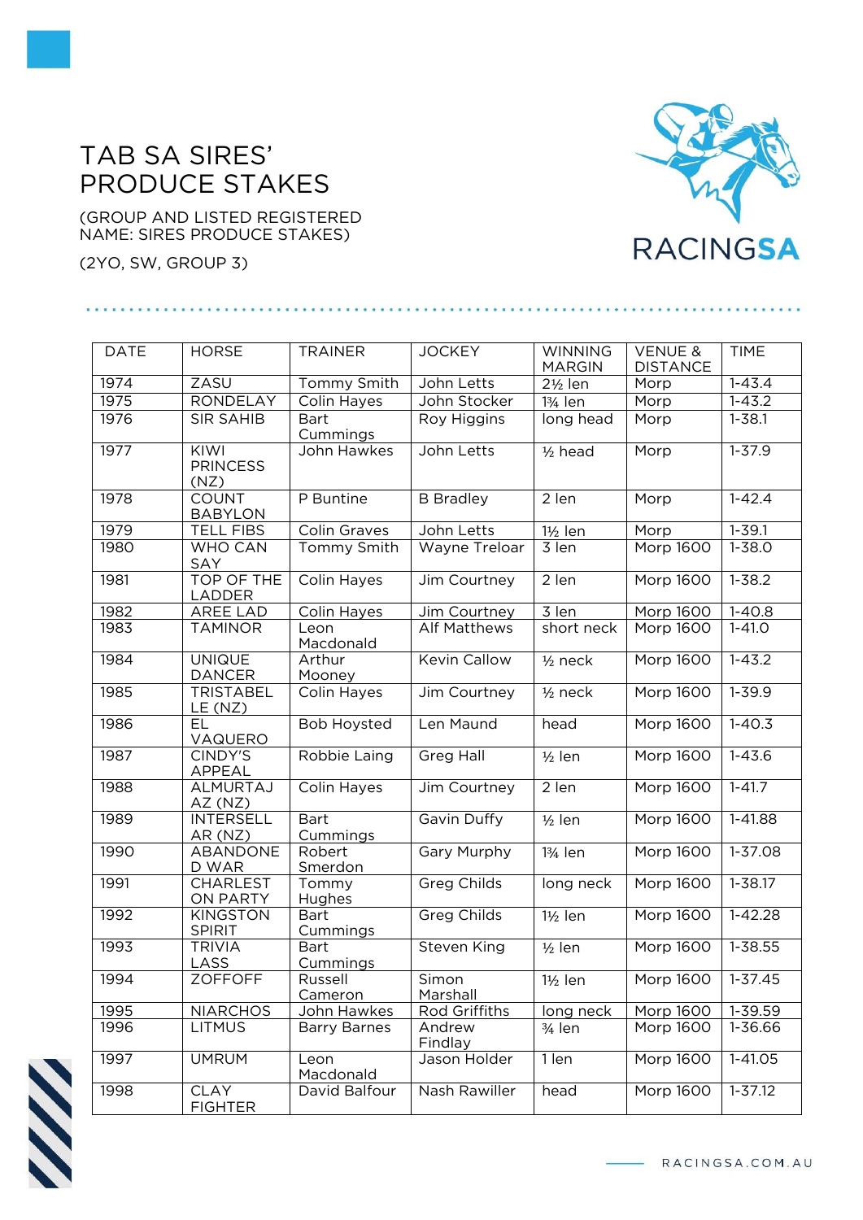# TAB SA SIRES' PRODUCE STAKES

(GROUP AND LISTED REGISTERED NAME: SIRES PRODUCE STAKES)

(2YO, SW, GROUP 3)

| DATE | HORSE | TRAINER | JOCKEY | WINNING MARGIN | VENUE & DISTANCE | TIME |
|---|---|---|---|---|---|---|
| 1974 | ZASU | Tommy Smith | John Letts | 2½ len | Morp | 1-43.4 |
| 1975 | RONDELAY | Colin Hayes | John Stocker | 1¾ len | Morp | 1-43.2 |
| 1976 | SIR SAHIB | Bart Cummings | Roy Higgins | long head | Morp | 1-38.1 |
| 1977 | KIWI PRINCESS (NZ) | John Hawkes | John Letts | ½ head | Morp | 1-37.9 |
| 1978 | COUNT BABYLON | P Buntine | B Bradley | 2 len | Morp | 1-42.4 |
| 1979 | TELL FIBS | Colin Graves | John Letts | 1½ len | Morp | 1-39.1 |
| 1980 | WHO CAN SAY | Tommy Smith | Wayne Treloar | 3 len | Morp 1600 | 1-38.0 |
| 1981 | TOP OF THE LADDER | Colin Hayes | Jim Courtney | 2 len | Morp 1600 | 1-38.2 |
| 1982 | AREE LAD | Colin Hayes | Jim Courtney | 3 len | Morp 1600 | 1-40.8 |
| 1983 | TAMINOR | Leon Macdonald | Alf Matthews | short neck | Morp 1600 | 1-41.0 |
| 1984 | UNIQUE DANCER | Arthur Mooney | Kevin Callow | ½ neck | Morp 1600 | 1-43.2 |
| 1985 | TRISTABEL LE (NZ) | Colin Hayes | Jim Courtney | ½ neck | Morp 1600 | 1-39.9 |
| 1986 | EL VAQUERO | Bob Hoysted | Len Maund | head | Morp 1600 | 1-40.3 |
| 1987 | CINDY'S APPEAL | Robbie Laing | Greg Hall | ½ len | Morp 1600 | 1-43.6 |
| 1988 | ALMURTAJ AZ (NZ) | Colin Hayes | Jim Courtney | 2 len | Morp 1600 | 1-41.7 |
| 1989 | INTERSELL AR (NZ) | Bart Cummings | Gavin Duffy | ½ len | Morp 1600 | 1-41.88 |
| 1990 | ABANDONE D WAR | Robert Smerdon | Gary Murphy | 1¾ len | Morp 1600 | 1-37.08 |
| 1991 | CHARLEST ON PARTY | Tommy Hughes | Greg Childs | long neck | Morp 1600 | 1-38.17 |
| 1992 | KINGSTON SPIRIT | Bart Cummings | Greg Childs | 1½ len | Morp 1600 | 1-42.28 |
| 1993 | TRIVIA LASS | Bart Cummings | Steven King | ½ len | Morp 1600 | 1-38.55 |
| 1994 | ZOFFOFF | Russell Cameron | Simon Marshall | 1½ len | Morp 1600 | 1-37.45 |
| 1995 | NIARCHOS | John Hawkes | Rod Griffiths | long neck | Morp 1600 | 1-39.59 |
| 1996 | LITMUS | Barry Barnes | Andrew Findlay | ¾ len | Morp 1600 | 1-36.66 |
| 1997 | UMRUM | Leon Macdonald | Jason Holder | 1 len | Morp 1600 | 1-41.05 |
| 1998 | CLAY FIGHTER | David Balfour | Nash Rawiller | head | Morp 1600 | 1-37.12 |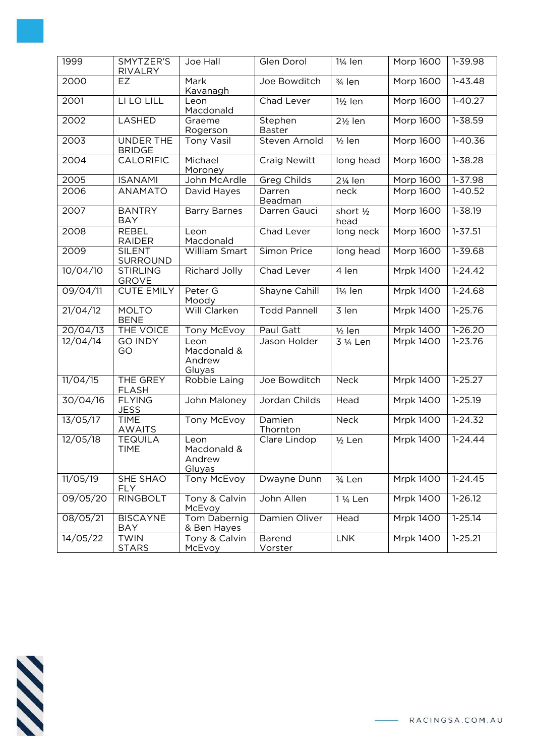| | | | | | | |
|---|---|---|---|---|---|---|
| 1999 | SMYTZER'S RIVALRY | Joe Hall | Glen Dorol | 1¼ len | Morp 1600 | 1-39.98 |
| 2000 | EZ | Mark Kavanagh | Joe Bowditch | ¾ len | Morp 1600 | 1-43.48 |
| 2001 | LI LO LILL | Leon Macdonald | Chad Lever | 1½ len | Morp 1600 | 1-40.27 |
| 2002 | LASHED | Graeme Rogerson | Stephen Baster | 2½ len | Morp 1600 | 1-38.59 |
| 2003 | UNDER THE BRIDGE | Tony Vasil | Steven Arnold | ½ len | Morp 1600 | 1-40.36 |
| 2004 | CALORIFIC | Michael Moroney | Craig Newitt | long head | Morp 1600 | 1-38.28 |
| 2005 | ISANAMI | John McArdle | Greg Childs | 2¼ len | Morp 1600 | 1-37.98 |
| 2006 | ANAMATO | David Hayes | Darren Beadman | neck | Morp 1600 | 1-40.52 |
| 2007 | BANTRY BAY | Barry Barnes | Darren Gauci | short ½ head | Morp 1600 | 1-38.19 |
| 2008 | REBEL RAIDER | Leon Macdonald | Chad Lever | long neck | Morp 1600 | 1-37.51 |
| 2009 | SILENT SURROUND | William Smart | Simon Price | long head | Morp 1600 | 1-39.68 |
| 10/04/10 | STIRLING GROVE | Richard Jolly | Chad Lever | 4 len | Mrpk 1400 | 1-24.42 |
| 09/04/11 | CUTE EMILY | Peter G Moody | Shayne Cahill | 1¼ len | Mrpk 1400 | 1-24.68 |
| 21/04/12 | MOLTO BENE | Will Clarken | Todd Pannell | 3 len | Mrpk 1400 | 1-25.76 |
| 20/04/13 | THE VOICE | Tony McEvoy | Paul Gatt | ½ len | Mrpk 1400 | 1-26.20 |
| 12/04/14 | GO INDY GO | Leon Macdonald & Andrew Gluyas | Jason Holder | 3 ¼ Len | Mrpk 1400 | 1-23.76 |
| 11/04/15 | THE GREY FLASH | Robbie Laing | Joe Bowditch | Neck | Mrpk 1400 | 1-25.27 |
| 30/04/16 | FLYING JESS | John Maloney | Jordan Childs | Head | Mrpk 1400 | 1-25.19 |
| 13/05/17 | TIME AWAITS | Tony McEvoy | Damien Thornton | Neck | Mrpk 1400 | 1-24.32 |
| 12/05/18 | TEQUILA TIME | Leon Macdonald & Andrew Gluyas | Clare Lindop | ½ Len | Mrpk 1400 | 1-24.44 |
| 11/05/19 | SHE SHAO FLY | Tony McEvoy | Dwayne Dunn | ¾ Len | Mrpk 1400 | 1-24.45 |
| 09/05/20 | RINGBOLT | Tony & Calvin McEvoy | John Allen | 1 ¼ Len | Mrpk 1400 | 1-26.12 |
| 08/05/21 | BISCAYNE BAY | Tom Dabernig & Ben Hayes | Damien Oliver | Head | Mrpk 1400 | 1-25.14 |
| 14/05/22 | TWIN STARS | Tony & Calvin McEvoy | Barend Vorster | LNK | Mrpk 1400 | 1-25.21 |